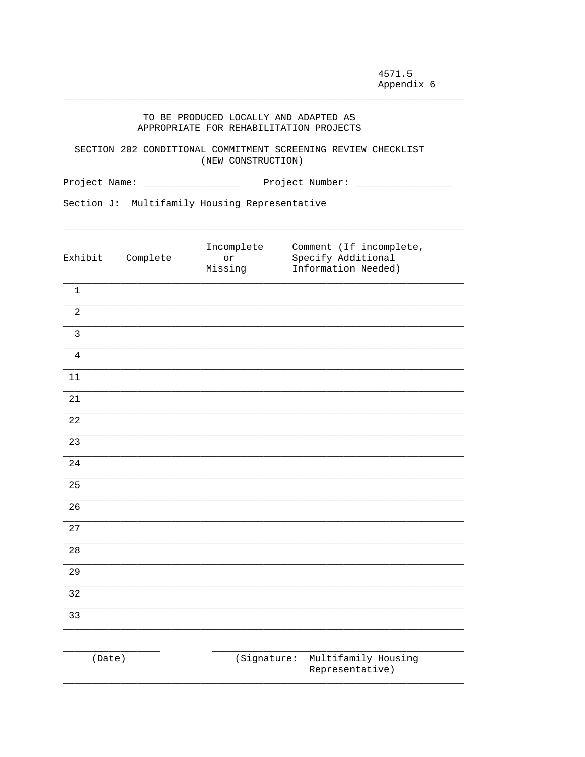4571.5
Appendix 6

TO BE PRODUCED LOCALLY AND ADAPTED AS APPROPRIATE FOR REHABILITATION PROJECTS

## SECTION 202 CONDITIONAL COMMITMENT SCREENING REVIEW CHECKLIST (NEW CONSTRUCTION)

Project Name: _________________ Project Number: _________________

Section J: Multifamily Housing Representative

| Exhibit | Complete | Incomplete or Missing | Comment (If incomplete, Specify Additional Information Needed) |
|---|---|---|---|
| 1 | | | |
| 2 | | | |
| 3 | | | |
| 4 | | | |
| 11 | | | |
| 21 | | | |
| 22 | | | |
| 23 | | | |
| 24 | | | |
| 25 | | | |
| 26 | | | |
| 27 | | | |
| 28 | | | |
| 29 | | | |
| 32 | | | |
| 33 | | | |

_________________ (Date)

_________________________________ (Signature: Multifamily Housing Representative)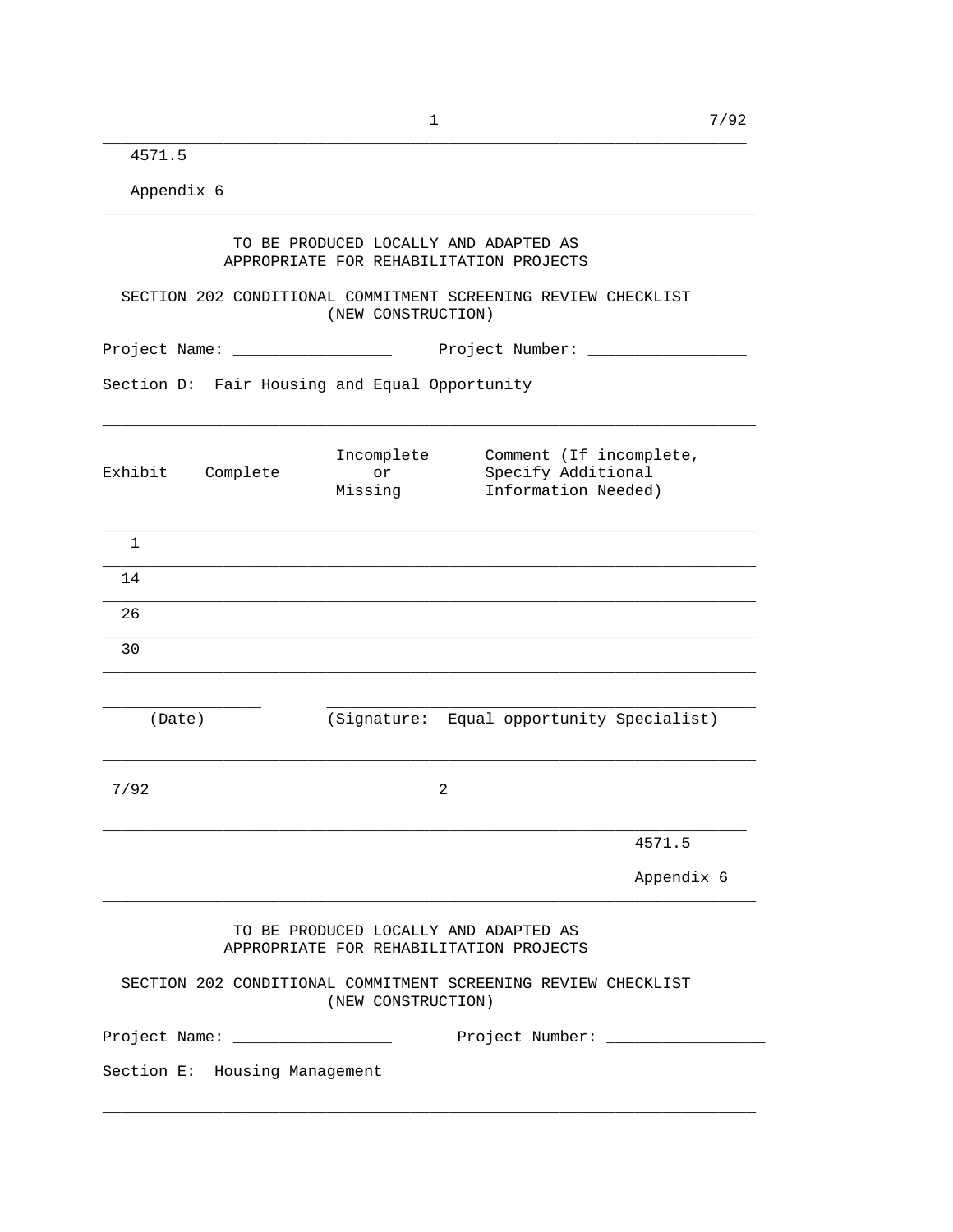4571.5

Appendix 6

TO BE PRODUCED LOCALLY AND ADAPTED AS APPROPRIATE FOR REHABILITATION PROJECTS

SECTION 202 CONDITIONAL COMMITMENT SCREENING REVIEW CHECKLIST (NEW CONSTRUCTION)

Project Name: ________________ Project Number: ________________

Section D: Fair Housing and Equal Opportunity

| Exhibit | Complete | Incomplete or Missing | Comment (If incomplete, Specify Additional Information Needed) |
|---|---|---|---|
| 1 | | | |
| 14 | | | |
| 26 | | | |
| 30 | | | |

________________ (Date)

________________________________ (Signature: Equal opportunity Specialist)

4571.5

Appendix 6

TO BE PRODUCED LOCALLY AND ADAPTED AS APPROPRIATE FOR REHABILITATION PROJECTS

SECTION 202 CONDITIONAL COMMITMENT SCREENING REVIEW CHECKLIST (NEW CONSTRUCTION)

Project Name: ________________ Project Number: ________________

Section E: Housing Management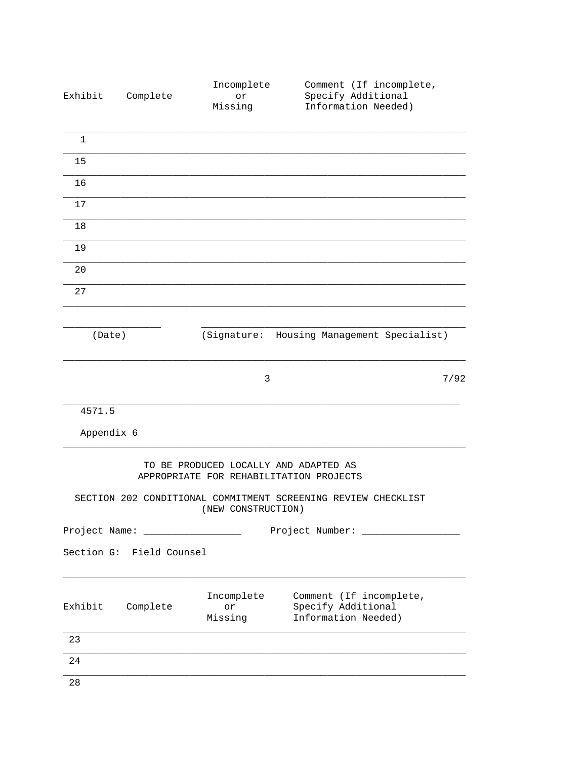| Exhibit | Complete | Incomplete or Missing | Comment (If incomplete, Specify Additional Information Needed) |
|---|---|---|---|
| 1 | | | |
| 15 | | | |
| 16 | | | |
| 17 | | | |
| 18 | | | |
| 19 | | | |
| 20 | | | |
| 27 | | | |

________________ ________________________________________

(Date) (Signature: Housing Management Specialist)

---

4571.5

Appendix 6

TO BE PRODUCED LOCALLY AND ADAPTED AS APPROPRIATE FOR REHABILITATION PROJECTS

## SECTION 202 CONDITIONAL COMMITMENT SCREENING REVIEW CHECKLIST (NEW CONSTRUCTION)

Project Name: ________________ Project Number: ________________

Section G: Field Counsel

| Exhibit | Complete | Incomplete or Missing | Comment (If incomplete, Specify Additional Information Needed) |
|---|---|---|---|
| 23 | | | |
| 24 | | | |
| 28 | | | |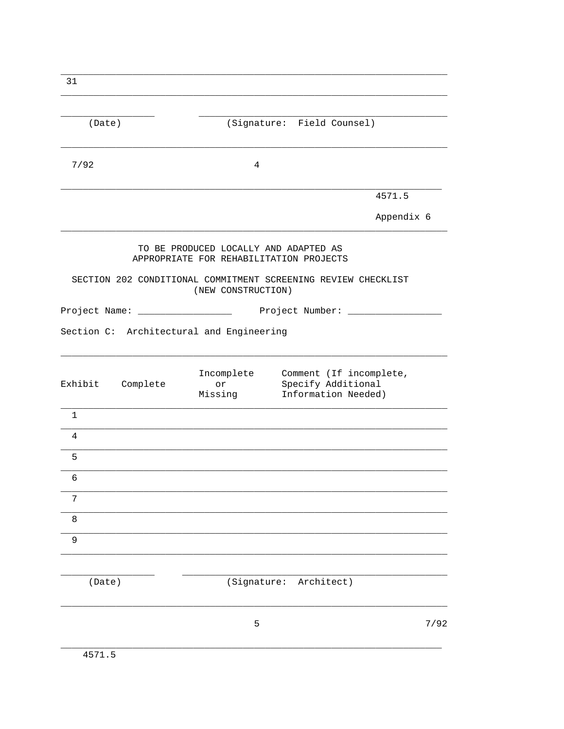| 31 |
|---|

_______________ (Date) _______________ (Signature: Field Counsel)

4571.5

Appendix 6

TO BE PRODUCED LOCALLY AND ADAPTED AS APPROPRIATE FOR REHABILITATION PROJECTS

## SECTION 202 CONDITIONAL COMMITMENT SCREENING REVIEW CHECKLIST (NEW CONSTRUCTION)

Project Name: _______________ Project Number: _______________

Section C: Architectural and Engineering

| Exhibit | Complete | Incomplete or Missing | Comment (If incomplete, Specify Additional Information Needed) |
|---|---|---|---|
| 1 | | | |
| 4 | | | |
| 5 | | | |
| 6 | | | |
| 7 | | | |
| 8 | | | |
| 9 | | | |

_______________ (Date) _______________ (Signature: Architect)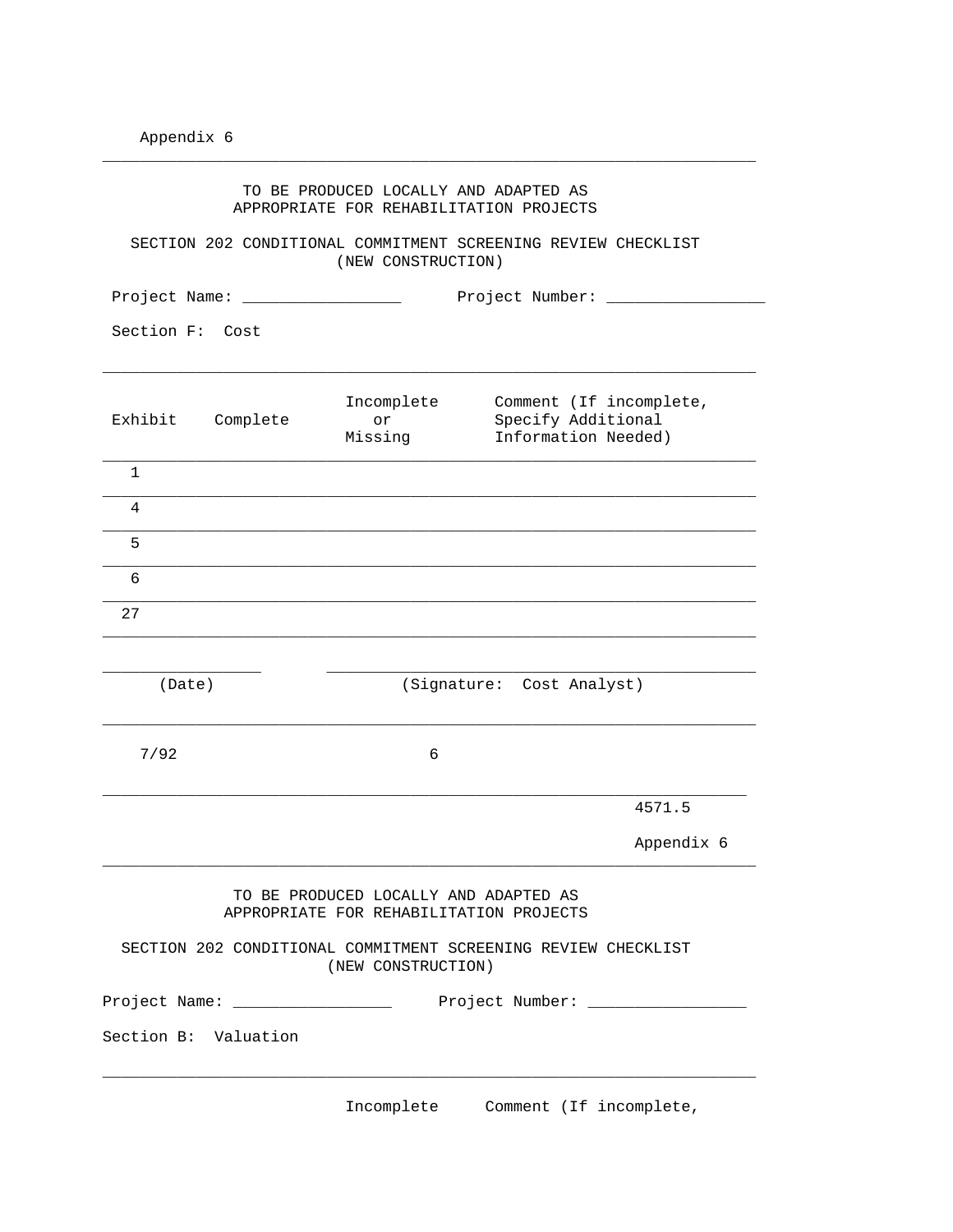Appendix 6

TO BE PRODUCED LOCALLY AND ADAPTED AS
APPROPRIATE FOR REHABILITATION PROJECTS

SECTION 202 CONDITIONAL COMMITMENT SCREENING REVIEW CHECKLIST
(NEW CONSTRUCTION)

Project Name: ________________ Project Number: ________________

Section F: Cost

| Exhibit | Complete | Incomplete or Missing | Comment (If incomplete, Specify Additional Information Needed) |
|---|---|---|---|
| 1 | | | |
| 4 | | | |
| 5 | | | |
| 6 | | | |
| 27 | | | |

________________ ________________________________________
(Date) (Signature: Cost Analyst)

4571.5

Appendix 6

TO BE PRODUCED LOCALLY AND ADAPTED AS
APPROPRIATE FOR REHABILITATION PROJECTS

SECTION 202 CONDITIONAL COMMITMENT SCREENING REVIEW CHECKLIST
(NEW CONSTRUCTION)

Project Name: ________________ Project Number: ________________

Section B: Valuation

Incomplete Comment (If incomplete,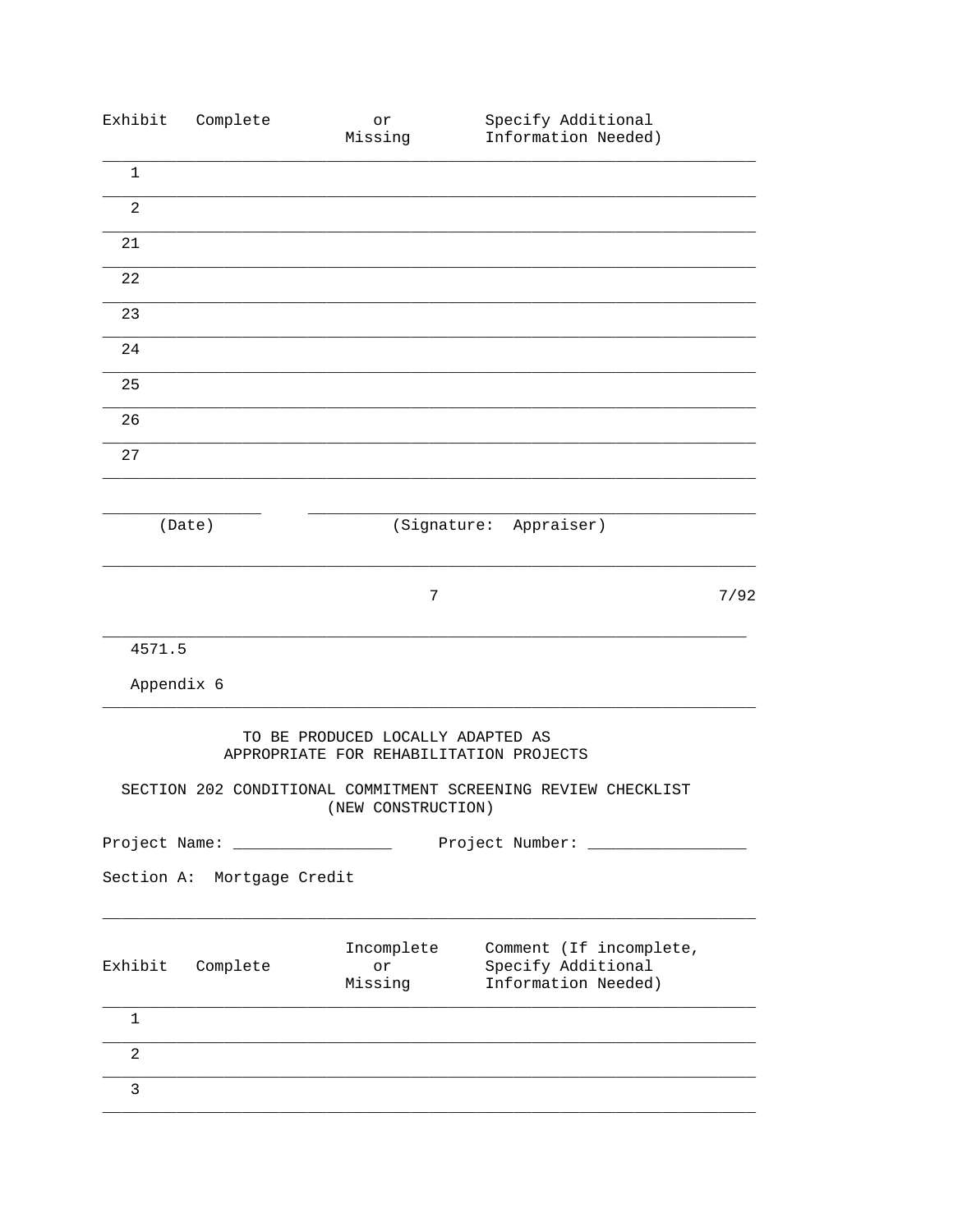| Exhibit | Complete | or Missing | Specify Additional Information Needed) |
|---|---|---|---|
| 1 | | | |
| 2 | | | |
| 21 | | | |
| 22 | | | |
| 23 | | | |
| 24 | | | |
| 25 | | | |
| 26 | | | |
| 27 | | | |

________________ ____________________________________________
(Date) (Signature: Appraiser)

4571.5

Appendix 6

TO BE PRODUCED LOCALLY ADAPTED AS APPROPRIATE FOR REHABILITATION PROJECTS

SECTION 202 CONDITIONAL COMMITMENT SCREENING REVIEW CHECKLIST (NEW CONSTRUCTION)

Project Name: ________________ Project Number: ________________

Section A: Mortgage Credit

| Exhibit | Complete | Incomplete or Missing | Comment (If incomplete, Specify Additional Information Needed) |
|---|---|---|---|
| 1 | | | |
| 2 | | | |
| 3 | | | |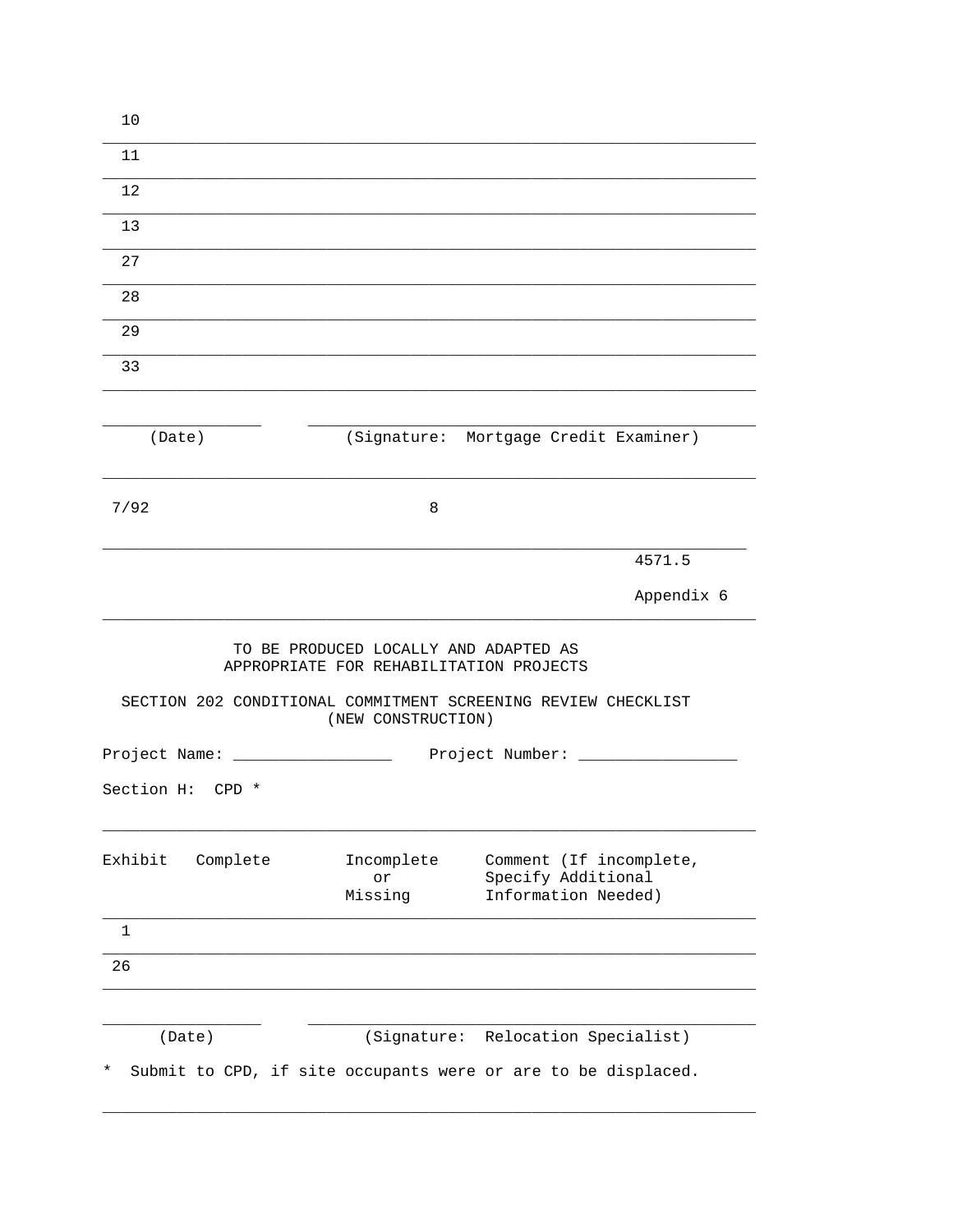| | | | |
|---|---|---|---|
| 10 | | | |
| 11 | | | |
| 12 | | | |
| 13 | | | |
| 27 | | | |
| 28 | | | |
| 29 | | | |
| 33 | | | |

_______________ (Date) _______________________________ (Signature: Mortgage Credit Examiner)

4571.5

Appendix 6

TO BE PRODUCED LOCALLY AND ADAPTED AS APPROPRIATE FOR REHABILITATION PROJECTS

SECTION 202 CONDITIONAL COMMITMENT SCREENING REVIEW CHECKLIST (NEW CONSTRUCTION)

Project Name: ________________ Project Number: ________________

Section H: CPD *

| Exhibit | Complete | Incomplete or Missing | Comment (If incomplete, Specify Additional Information Needed) |
|---|---|---|---|
| 1 | | | |
| 26 | | | |

_______________ (Date) _______________________________ (Signature: Relocation Specialist)

* Submit to CPD, if site occupants were or are to be displaced.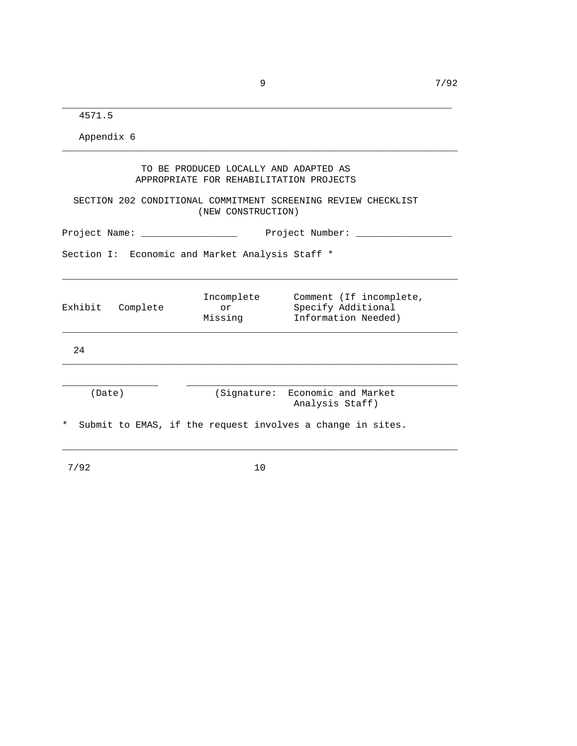4571.5

Appendix 6

TO BE PRODUCED LOCALLY AND ADAPTED AS APPROPRIATE FOR REHABILITATION PROJECTS

## SECTION 202 CONDITIONAL COMMITMENT SCREENING REVIEW CHECKLIST (NEW CONSTRUCTION)

Project Name: ________________ Project Number: ________________

Section I: Economic and Market Analysis Staff *

| Exhibit | Complete | Incomplete or Missing | Comment (If incomplete, Specify Additional Information Needed) |
|---|---|---|---|
| 24 | | | |

________________ ________________________________________

(Date) (Signature: Economic and Market Analysis Staff)

* Submit to EMAS, if the request involves a change in sites.